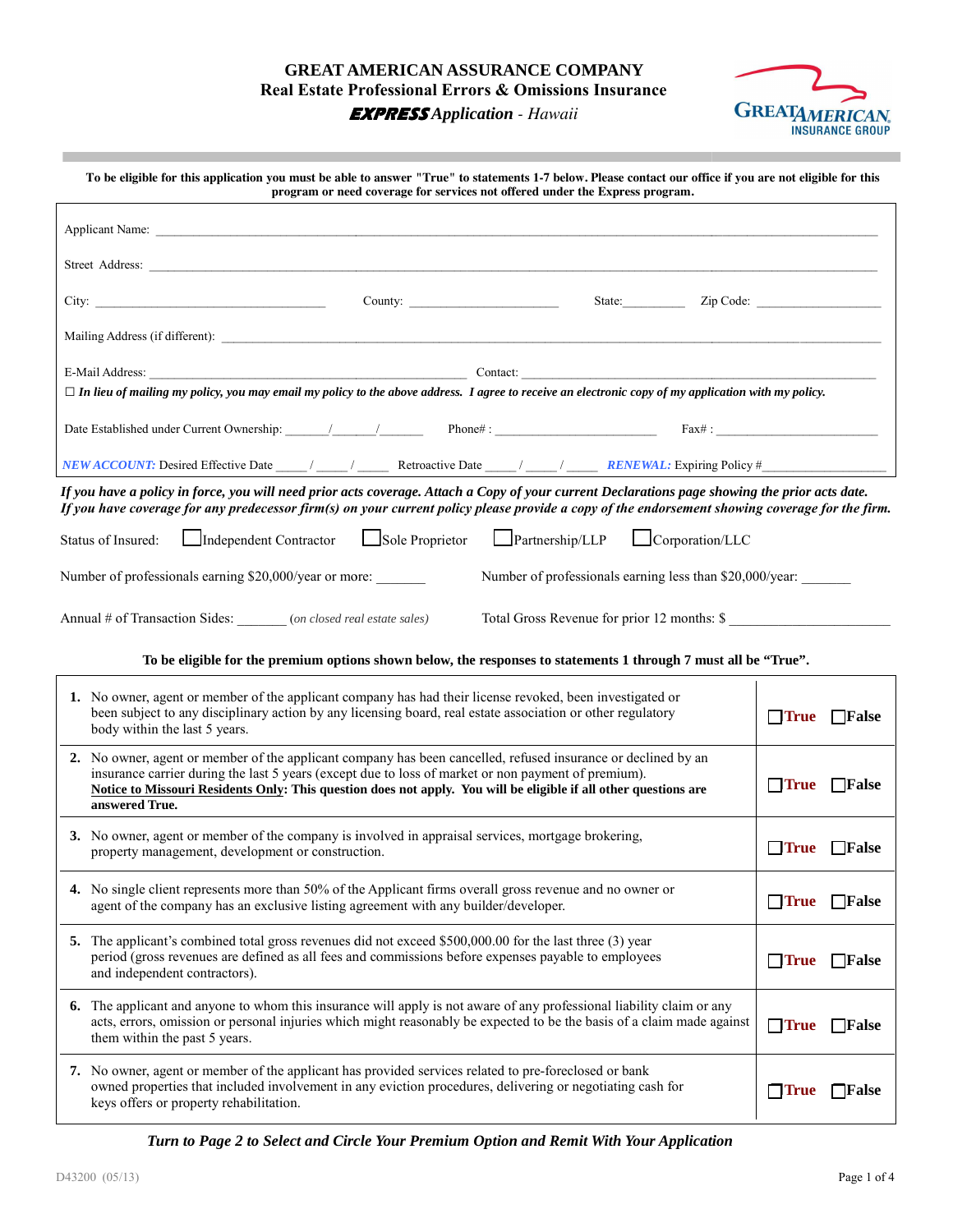# GREAT AMERICAN ASSURANCE COMPANY
## Real Estate Professional Errors & Omissions Insurance
### ***EXPRESS*** *Application - Hawaii*

GREAT AMERICAN INSURANCE GROUP

**To be eligible for this application you must be able to answer "True" to statements 1-7 below. Please contact our office if you are not eligible for this program or need coverage for services not offered under the Express program.**

Applicant Name: ______________________________________________

Street Address: ______________________________________________

City: ____________________ County: ____________________ State: __________ Zip Code: ____________________

Mailing Address (if different): ______________________________________________

E-Mail Address: ____________________ Contact: ____________________

☐ *In lieu of mailing my policy, you may email my policy to the above address. I agree to receive an electronic copy of my application with my policy.*

Date Established under Current Ownership: ______/______/______ Phone# : ____________________ Fax# : ____________________

*NEW ACCOUNT:* Desired Effective Date _____ / _____ / _____ Retroactive Date _____ / _____ / _____ *RENEWAL:* Expiring Policy #__________________

*If you have a policy in force, you will need prior acts coverage. Attach a Copy of your current Declarations page showing the prior acts date. If you have coverage for any predecessor firm(s) on your current policy please provide a copy of the endorsement showing coverage for the firm.*

Status of Insured: ☐ Independent Contractor ☐ Sole Proprietor ☐ Partnership/LLP ☐ Corporation/LLC

Number of professionals earning $20,000/year or more: _______ Number of professionals earning less than $20,000/year: _______

Annual # of Transaction Sides: _______ *(on closed real estate sales)* Total Gross Revenue for prior 12 months: $ ____________________

**To be eligible for the premium options shown below, the responses to statements 1 through 7 must all be "True".**

| Statement | Response |
|---|---|
| **1.** No owner, agent or member of the applicant company has had their license revoked, been investigated or been subject to any disciplinary action by any licensing board, real estate association or other regulatory body within the last 5 years. | ☐**True** ☐**False** |
| **2.** No owner, agent or member of the applicant company has been cancelled, refused insurance or declined by an insurance carrier during the last 5 years (except due to loss of market or non payment of premium). **Notice to Missouri Residents Only: This question does not apply. You will be eligible if all other questions are answered True.** | ☐**True** ☐**False** |
| **3.** No owner, agent or member of the company is involved in appraisal services, mortgage brokering, property management, development or construction. | ☐**True** ☐**False** |
| **4.** No single client represents more than 50% of the Applicant firms overall gross revenue and no owner or agent of the company has an exclusive listing agreement with any builder/developer. | ☐**True** ☐**False** |
| **5.** The applicant's combined total gross revenues did not exceed $500,000.00 for the last three (3) year period (gross revenues are defined as all fees and commissions before expenses payable to employees and independent contractors). | ☐**True** ☐**False** |
| **6.** The applicant and anyone to whom this insurance will apply is not aware of any professional liability claim or any acts, errors, omission or personal injuries which might reasonably be expected to be the basis of a claim made against them within the past 5 years. | ☐**True** ☐**False** |
| **7.** No owner, agent or member of the applicant has provided services related to pre-foreclosed or bank owned properties that included involvement in any eviction procedures, delivering or negotiating cash for keys offers or property rehabilitation. | ☐**True** ☐**False** |

***Turn to Page 2 to Select and Circle Your Premium Option and Remit With Your Application***

D43200 (05/13)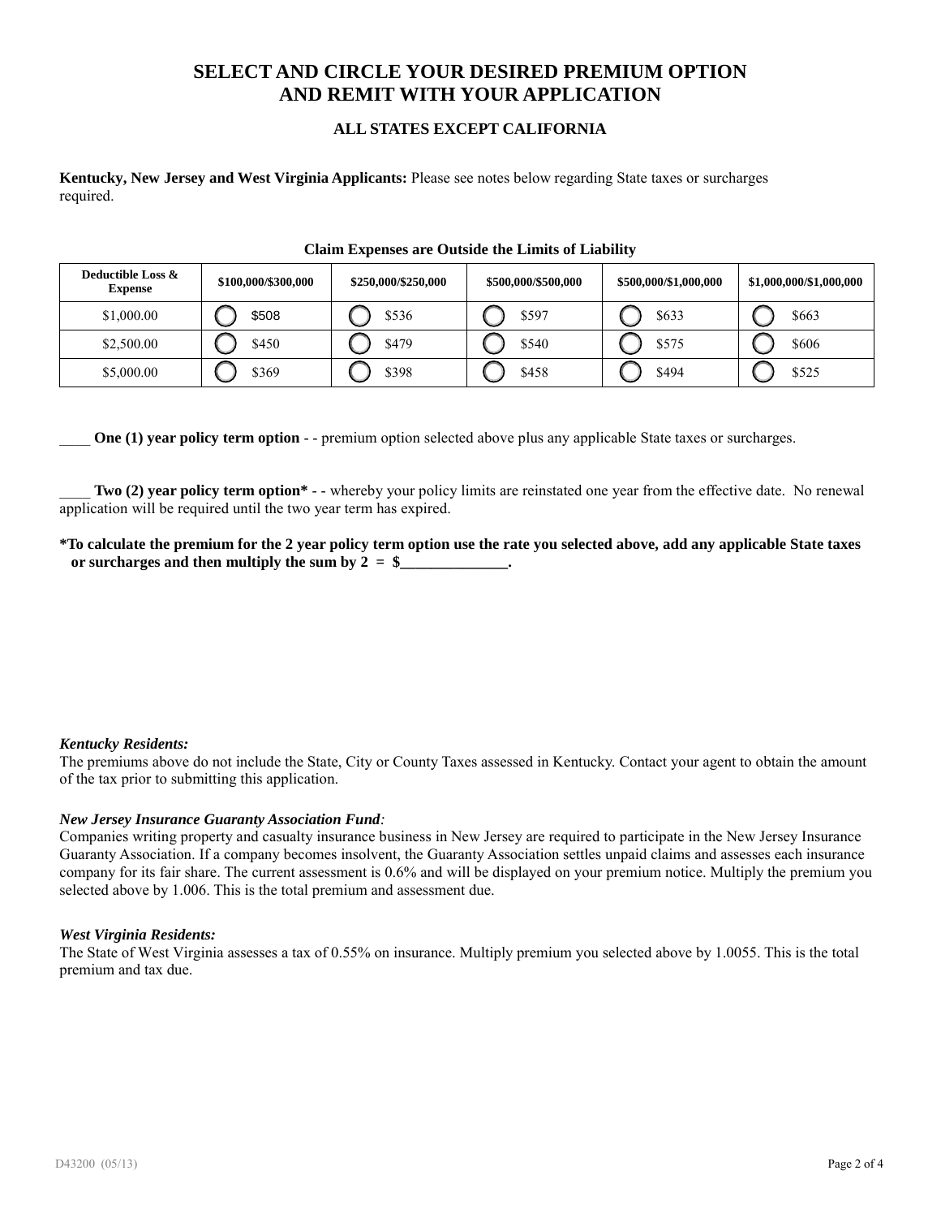# SELECT AND CIRCLE YOUR DESIRED PREMIUM OPTION AND REMIT WITH YOUR APPLICATION

### ALL STATES EXCEPT CALIFORNIA

**Kentucky, New Jersey and West Virginia Applicants:** Please see notes below regarding State taxes or surcharges required.

**Claim Expenses are Outside the Limits of Liability**

| Deductible Loss & Expense | $100,000/$300,000 | $250,000/$250,000 | $500,000/$500,000 | $500,000/$1,000,000 | $1,000,000/$1,000,000 |
|---|---|---|---|---|---|
| $1,000.00 | ◯ $508 | ◯ $536 | ◯ $597 | ◯ $633 | ◯ $663 |
| $2,500.00 | ◯ $450 | ◯ $479 | ◯ $540 | ◯ $575 | ◯ $606 |
| $5,000.00 | ◯ $369 | ◯ $398 | ◯ $458 | ◯ $494 | ◯ $525 |

____ **One (1) year policy term option** - - premium option selected above plus any applicable State taxes or surcharges.

____ **Two (2) year policy term option*** - - whereby your policy limits are reinstated one year from the effective date. No renewal application will be required until the two year term has expired.

***To calculate the premium for the 2 year policy term option use the rate you selected above, add any applicable State taxes or surcharges and then multiply the sum by 2 = $______________.**

***Kentucky Residents:***

The premiums above do not include the State, City or County Taxes assessed in Kentucky. Contact your agent to obtain the amount of the tax prior to submitting this application.

***New Jersey Insurance Guaranty Association Fund:***

Companies writing property and casualty insurance business in New Jersey are required to participate in the New Jersey Insurance Guaranty Association. If a company becomes insolvent, the Guaranty Association settles unpaid claims and assesses each insurance company for its fair share. The current assessment is 0.6% and will be displayed on your premium notice. Multiply the premium you selected above by 1.006. This is the total premium and assessment due.

***West Virginia Residents:***

The State of West Virginia assesses a tax of 0.55% on insurance. Multiply premium you selected above by 1.0055. This is the total premium and tax due.

D43200 (05/13)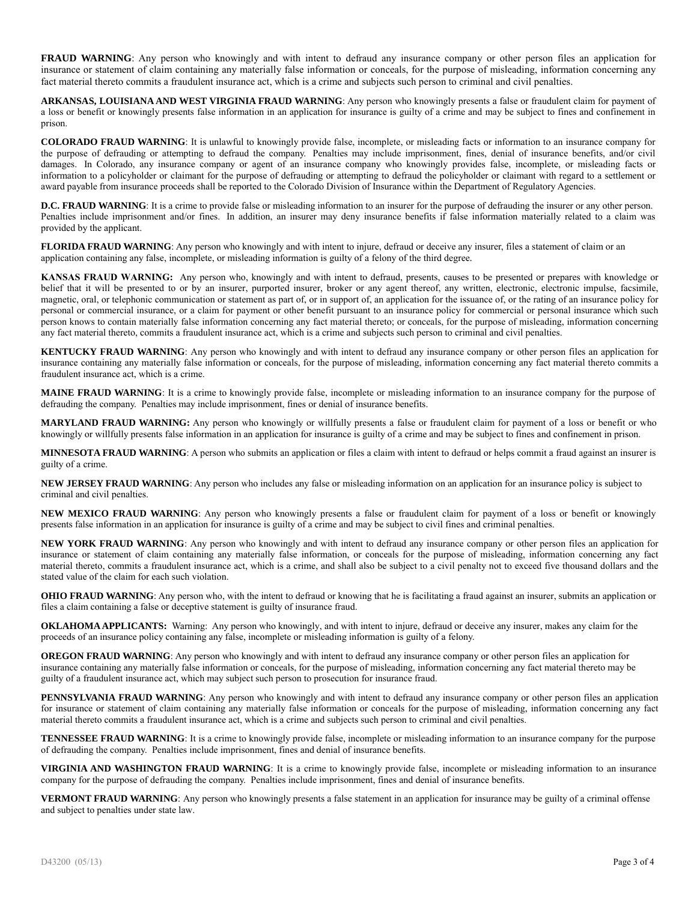**FRAUD WARNING**: Any person who knowingly and with intent to defraud any insurance company or other person files an application for insurance or statement of claim containing any materially false information or conceals, for the purpose of misleading, information concerning any fact material thereto commits a fraudulent insurance act, which is a crime and subjects such person to criminal and civil penalties.

**ARKANSAS, LOUISIANA AND WEST VIRGINIA FRAUD WARNING**: Any person who knowingly presents a false or fraudulent claim for payment of a loss or benefit or knowingly presents false information in an application for insurance is guilty of a crime and may be subject to fines and confinement in prison.

**COLORADO FRAUD WARNING**: It is unlawful to knowingly provide false, incomplete, or misleading facts or information to an insurance company for the purpose of defrauding or attempting to defraud the company. Penalties may include imprisonment, fines, denial of insurance benefits, and/or civil damages. In Colorado, any insurance company or agent of an insurance company who knowingly provides false, incomplete, or misleading facts or information to a policyholder or claimant for the purpose of defrauding or attempting to defraud the policyholder or claimant with regard to a settlement or award payable from insurance proceeds shall be reported to the Colorado Division of Insurance within the Department of Regulatory Agencies.

**D.C. FRAUD WARNING**: It is a crime to provide false or misleading information to an insurer for the purpose of defrauding the insurer or any other person. Penalties include imprisonment and/or fines. In addition, an insurer may deny insurance benefits if false information materially related to a claim was provided by the applicant.

**FLORIDA FRAUD WARNING**: Any person who knowingly and with intent to injure, defraud or deceive any insurer, files a statement of claim or an application containing any false, incomplete, or misleading information is guilty of a felony of the third degree.

**KANSAS FRAUD WARNING:** Any person who, knowingly and with intent to defraud, presents, causes to be presented or prepares with knowledge or belief that it will be presented to or by an insurer, purported insurer, broker or any agent thereof, any written, electronic, electronic impulse, facsimile, magnetic, oral, or telephonic communication or statement as part of, or in support of, an application for the issuance of, or the rating of an insurance policy for personal or commercial insurance, or a claim for payment or other benefit pursuant to an insurance policy for commercial or personal insurance which such person knows to contain materially false information concerning any fact material thereto; or conceals, for the purpose of misleading, information concerning any fact material thereto, commits a fraudulent insurance act, which is a crime and subjects such person to criminal and civil penalties.

**KENTUCKY FRAUD WARNING**: Any person who knowingly and with intent to defraud any insurance company or other person files an application for insurance containing any materially false information or conceals, for the purpose of misleading, information concerning any fact material thereto commits a fraudulent insurance act, which is a crime.

**MAINE FRAUD WARNING**: It is a crime to knowingly provide false, incomplete or misleading information to an insurance company for the purpose of defrauding the company. Penalties may include imprisonment, fines or denial of insurance benefits.

**MARYLAND FRAUD WARNING:** Any person who knowingly or willfully presents a false or fraudulent claim for payment of a loss or benefit or who knowingly or willfully presents false information in an application for insurance is guilty of a crime and may be subject to fines and confinement in prison.

**MINNESOTA FRAUD WARNING**: A person who submits an application or files a claim with intent to defraud or helps commit a fraud against an insurer is guilty of a crime.

**NEW JERSEY FRAUD WARNING**: Any person who includes any false or misleading information on an application for an insurance policy is subject to criminal and civil penalties.

**NEW MEXICO FRAUD WARNING**: Any person who knowingly presents a false or fraudulent claim for payment of a loss or benefit or knowingly presents false information in an application for insurance is guilty of a crime and may be subject to civil fines and criminal penalties.

**NEW YORK FRAUD WARNING**: Any person who knowingly and with intent to defraud any insurance company or other person files an application for insurance or statement of claim containing any materially false information, or conceals for the purpose of misleading, information concerning any fact material thereto, commits a fraudulent insurance act, which is a crime, and shall also be subject to a civil penalty not to exceed five thousand dollars and the stated value of the claim for each such violation.

**OHIO FRAUD WARNING**: Any person who, with the intent to defraud or knowing that he is facilitating a fraud against an insurer, submits an application or files a claim containing a false or deceptive statement is guilty of insurance fraud.

**OKLAHOMA APPLICANTS:** Warning: Any person who knowingly, and with intent to injure, defraud or deceive any insurer, makes any claim for the proceeds of an insurance policy containing any false, incomplete or misleading information is guilty of a felony.

**OREGON FRAUD WARNING**: Any person who knowingly and with intent to defraud any insurance company or other person files an application for insurance containing any materially false information or conceals, for the purpose of misleading, information concerning any fact material thereto may be guilty of a fraudulent insurance act, which may subject such person to prosecution for insurance fraud.

**PENNSYLVANIA FRAUD WARNING**: Any person who knowingly and with intent to defraud any insurance company or other person files an application for insurance or statement of claim containing any materially false information or conceals for the purpose of misleading, information concerning any fact material thereto commits a fraudulent insurance act, which is a crime and subjects such person to criminal and civil penalties.

**TENNESSEE FRAUD WARNING**: It is a crime to knowingly provide false, incomplete or misleading information to an insurance company for the purpose of defrauding the company. Penalties include imprisonment, fines and denial of insurance benefits.

**VIRGINIA AND WASHINGTON FRAUD WARNING**: It is a crime to knowingly provide false, incomplete or misleading information to an insurance company for the purpose of defrauding the company. Penalties include imprisonment, fines and denial of insurance benefits.

**VERMONT FRAUD WARNING**: Any person who knowingly presents a false statement in an application for insurance may be guilty of a criminal offense and subject to penalties under state law.

D43200 (05/13)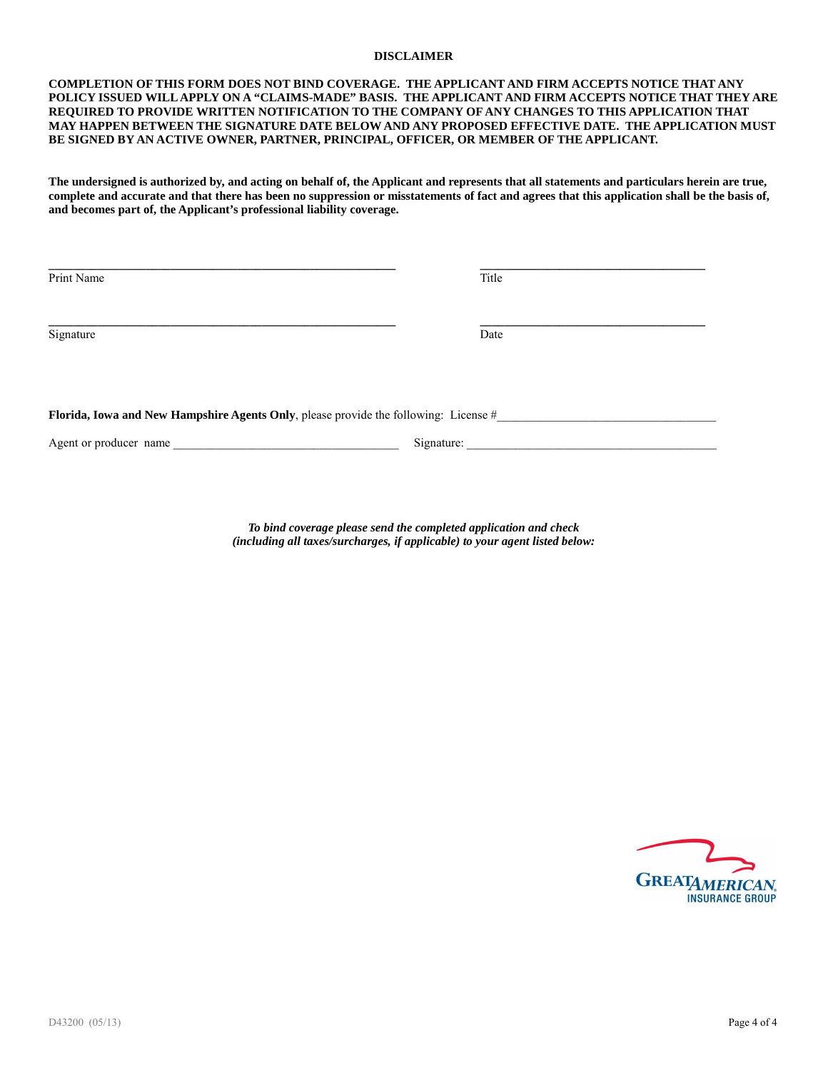## DISCLAIMER

**COMPLETION OF THIS FORM DOES NOT BIND COVERAGE. THE APPLICANT AND FIRM ACCEPTS NOTICE THAT ANY POLICY ISSUED WILL APPLY ON A "CLAIMS-MADE" BASIS. THE APPLICANT AND FIRM ACCEPTS NOTICE THAT THEY ARE REQUIRED TO PROVIDE WRITTEN NOTIFICATION TO THE COMPANY OF ANY CHANGES TO THIS APPLICATION THAT MAY HAPPEN BETWEEN THE SIGNATURE DATE BELOW AND ANY PROPOSED EFFECTIVE DATE. THE APPLICATION MUST BE SIGNED BY AN ACTIVE OWNER, PARTNER, PRINCIPAL, OFFICER, OR MEMBER OF THE APPLICANT.**

**The undersigned is authorized by, and acting on behalf of, the Applicant and represents that all statements and particulars herein are true, complete and accurate and that there has been no suppression or misstatements of fact and agrees that this application shall be the basis of, and becomes part of, the Applicant's professional liability coverage.**

_______________________________________ _______________________________
Print Name Title

_______________________________________ _______________________________
Signature Date

**Florida, Iowa and New Hampshire Agents Only**, please provide the following: License #_______________________________

Agent or producer name _______________________________ Signature: _______________________________

***To bind coverage please send the completed application and check (including all taxes/surcharges, if applicable) to your agent listed below:***

GREAT AMERICAN INSURANCE GROUP

D43200 (05/13)